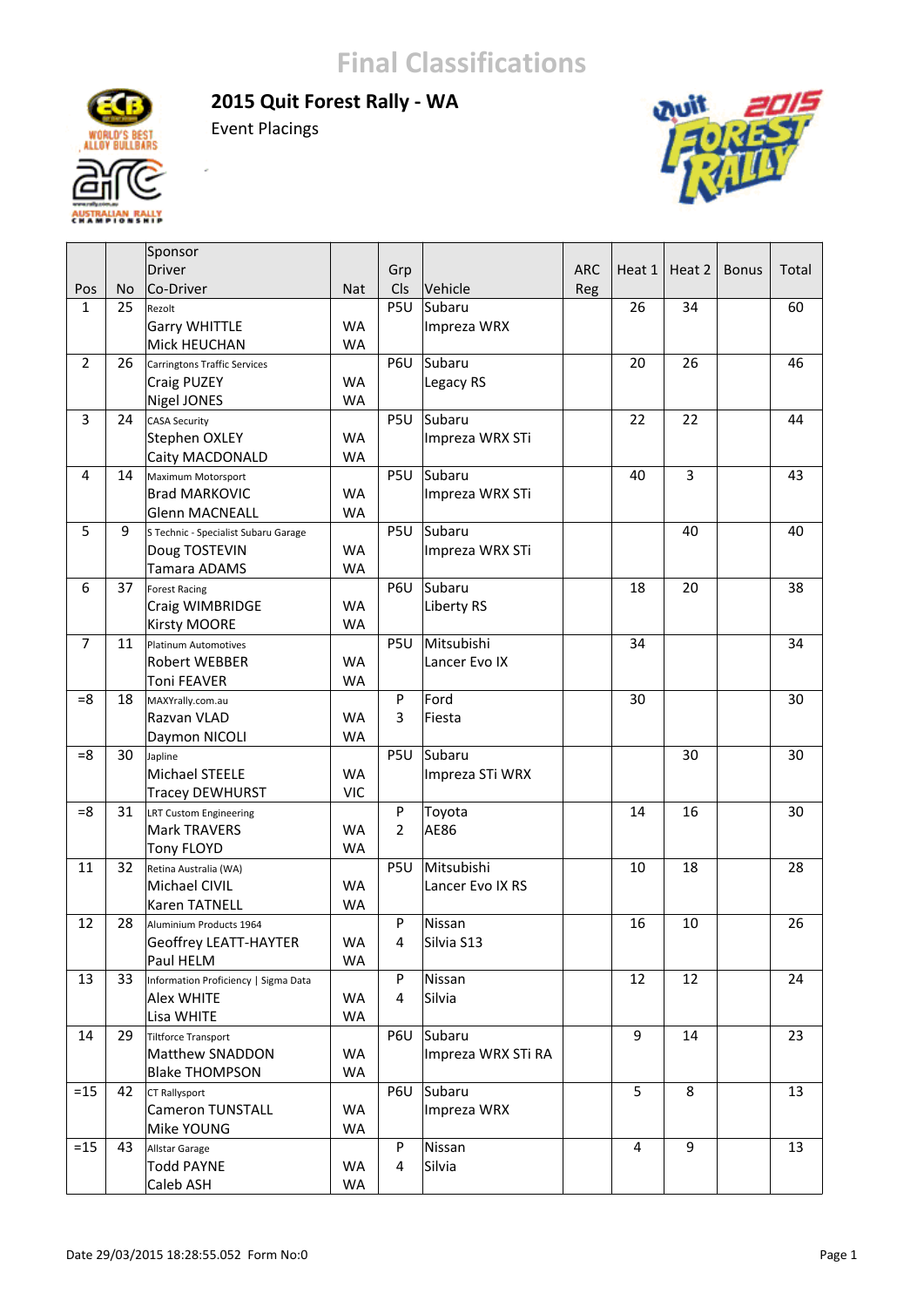# Final Classifications

## 2015 Quit Forest Rally - WA

Event Placings

| Pos | No | Sponsor<br>Driver<br>Co-Driver | Nat | Grp<br>Cls | Vehicle | ARC<br>Reg | Heat 1 | Heat 2 | Bonus | Total |
|---|---|---|---|---|---|---|---|---|---|---|
| 1 | 25 | Rezolt<br>Garry WHITTLE<br>Mick HEUCHAN | <br>WA<br>WA | P5U | Subaru<br>Impreza WRX | | 26 | 34 | | 60 |
| 2 | 26 | Carringtons Traffic Services<br>Craig PUZEY<br>Nigel JONES | <br>WA<br>WA | P6U | Subaru<br>Legacy RS | | 20 | 26 | | 46 |
| 3 | 24 | CASA Security<br>Stephen OXLEY<br>Caity MACDONALD | <br>WA<br>WA | P5U | Subaru<br>Impreza WRX STi | | 22 | 22 | | 44 |
| 4 | 14 | Maximum Motorsport<br>Brad MARKOVIC<br>Glenn MACNEALL | <br>WA<br>WA | P5U | Subaru<br>Impreza WRX STi | | 40 | 3 | | 43 |
| 5 | 9 | S Technic - Specialist Subaru Garage<br>Doug TOSTEVIN<br>Tamara ADAMS | <br>WA<br>WA | P5U | Subaru<br>Impreza WRX STi | | | 40 | | 40 |
| 6 | 37 | Forest Racing<br>Craig WIMBRIDGE<br>Kirsty MOORE | <br>WA<br>WA | P6U | Subaru<br>Liberty RS | | 18 | 20 | | 38 |
| 7 | 11 | Platinum Automotives<br>Robert WEBBER<br>Toni FEAVER | <br>WA<br>WA | P5U | Mitsubishi<br>Lancer Evo IX | | 34 | | | 34 |
| =8 | 18 | MAXYrally.com.au<br>Razvan VLAD<br>Daymon NICOLI | <br>WA<br>WA | P<br>3 | Ford<br>Fiesta | | 30 | | | 30 |
| =8 | 30 | Japline<br>Michael STEELE<br>Tracey DEWHURST | <br>WA<br>VIC | P5U | Subaru<br>Impreza STi WRX | | | 30 | | 30 |
| =8 | 31 | LRT Custom Engineering<br>Mark TRAVERS<br>Tony FLOYD | <br>WA<br>WA | P<br>2 | Toyota<br>AE86 | | 14 | 16 | | 30 |
| 11 | 32 | Retina Australia (WA)<br>Michael CIVIL<br>Karen TATNELL | <br>WA<br>WA | P5U | Mitsubishi<br>Lancer Evo IX RS | | 10 | 18 | | 28 |
| 12 | 28 | Aluminium Products 1964<br>Geoffrey LEATT-HAYTER<br>Paul HELM | <br>WA<br>WA | P<br>4 | Nissan<br>Silvia S13 | | 16 | 10 | | 26 |
| 13 | 33 | Information Proficiency \| Sigma Data<br>Alex WHITE<br>Lisa WHITE | <br>WA<br>WA | P<br>4 | Nissan<br>Silvia | | 12 | 12 | | 24 |
| 14 | 29 | Tiltforce Transport<br>Matthew SNADDON<br>Blake THOMPSON | <br>WA<br>WA | P6U | Subaru<br>Impreza WRX STi RA | | 9 | 14 | | 23 |
| =15 | 42 | CT Rallysport<br>Cameron TUNSTALL<br>Mike YOUNG | <br>WA<br>WA | P6U | Subaru<br>Impreza WRX | | 5 | 8 | | 13 |
| =15 | 43 | Allstar Garage<br>Todd PAYNE<br>Caleb ASH | <br>WA<br>WA | P<br>4 | Nissan<br>Silvia | | 4 | 9 | | 13 |

Date 29/03/2015 18:28:55.052 Form No:0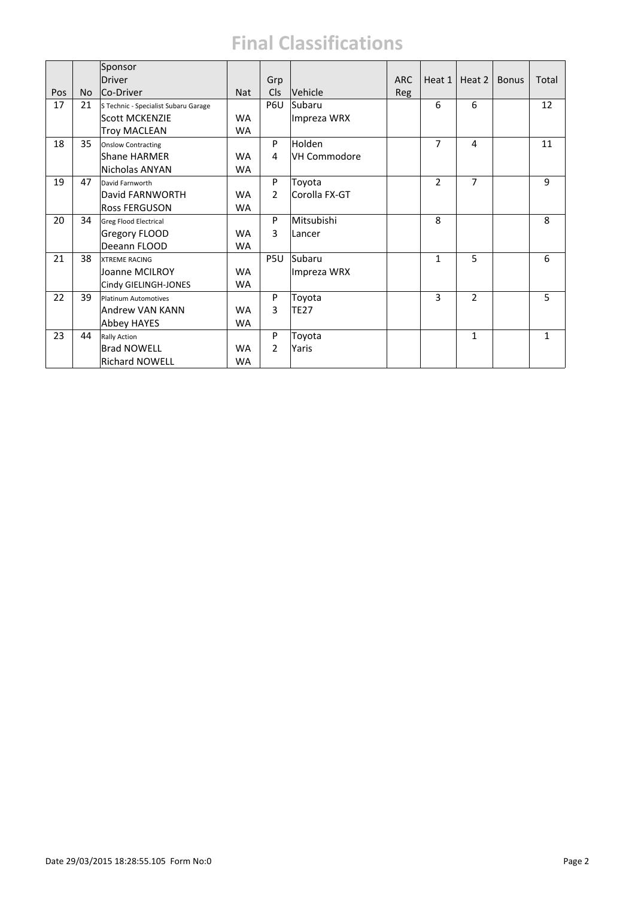# Final Classifications

| Pos | No | Sponsor<br>Driver<br>Co-Driver | Nat | Grp<br>Cls | Vehicle | ARC<br>Reg | Heat 1 | Heat 2 | Bonus | Total |
|---|---|---|---|---|---|---|---|---|---|---|
| 17 | 21 | S Technic - Specialist Subaru Garage<br>Scott MCKENZIE<br>Troy MACLEAN | <br>WA<br>WA | P6U | Subaru<br>Impreza WRX | | 6 | 6 | | 12 |
| 18 | 35 | Onslow Contracting<br>Shane HARMER<br>Nicholas ANYAN | <br>WA<br>WA | P<br>4 | Holden<br>VH Commodore | | 7 | 4 | | 11 |
| 19 | 47 | David Farnworth<br>David FARNWORTH<br>Ross FERGUSON | <br>WA<br>WA | P<br>2 | Toyota<br>Corolla FX-GT | | 2 | 7 | | 9 |
| 20 | 34 | Greg Flood Electrical<br>Gregory FLOOD<br>Deeann FLOOD | <br>WA<br>WA | P<br>3 | Mitsubishi<br>Lancer | | 8 | | | 8 |
| 21 | 38 | XTREME RACING<br>Joanne MCILROY<br>Cindy GIELINGH-JONES | <br>WA<br>WA | P5U | Subaru<br>Impreza WRX | | 1 | 5 | | 6 |
| 22 | 39 | Platinum Automotives<br>Andrew VAN KANN<br>Abbey HAYES | <br>WA<br>WA | P<br>3 | Toyota<br>TE27 | | 3 | 2 | | 5 |
| 23 | 44 | Rally Action<br>Brad NOWELL<br>Richard NOWELL | <br>WA<br>WA | P<br>2 | Toyota<br>Yaris | | | 1 | | 1 |

Date 29/03/2015 18:28:55.105 Form No:0